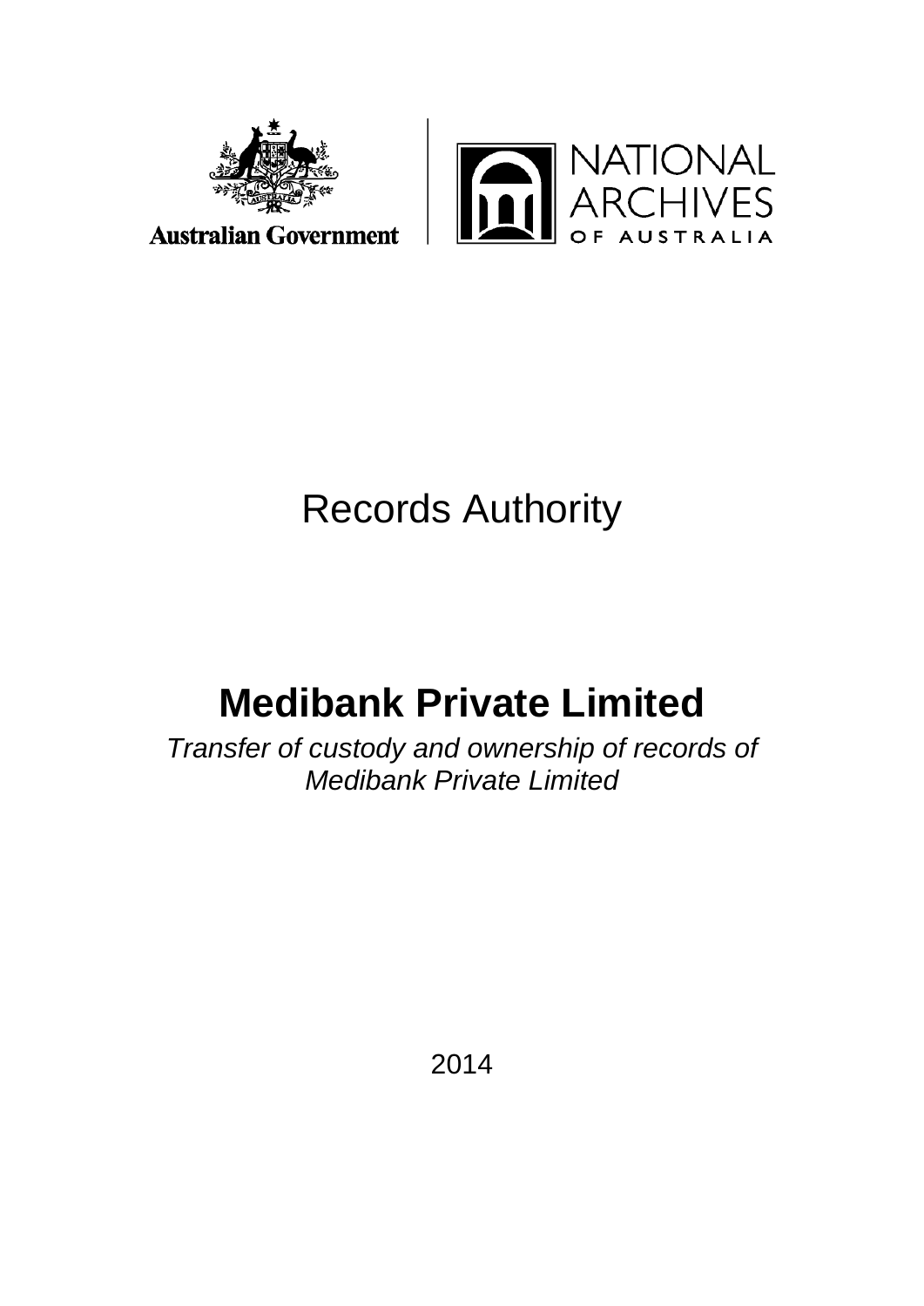Australian Government

NATIONAL ARCHIVES OF AUSTRALIA

# Records Authority

# Medibank Private Limited

*Transfer of custody and ownership of records of Medibank Private Limited*

2014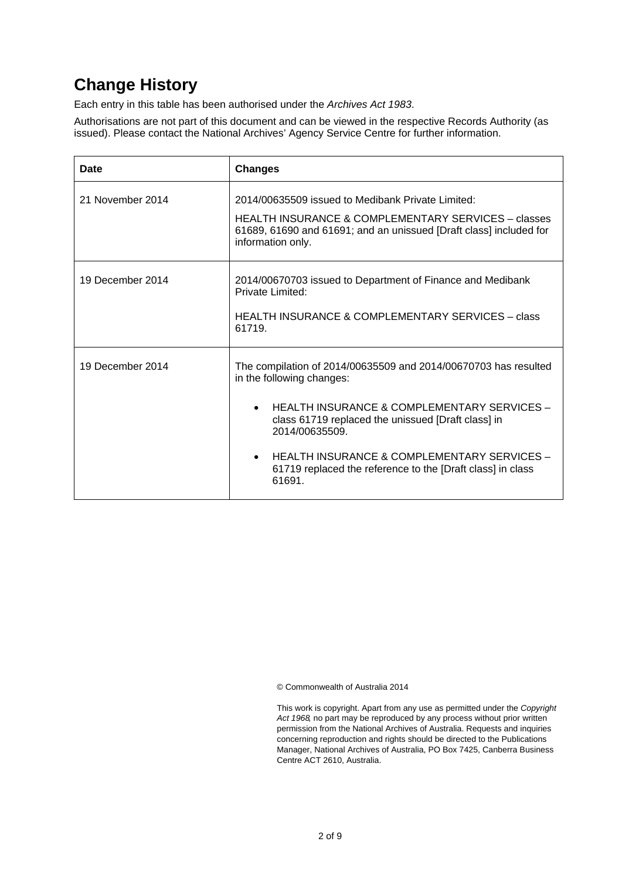# Change History

Each entry in this table has been authorised under the *Archives Act 1983*.

Authorisations are not part of this document and can be viewed in the respective Records Authority (as issued). Please contact the National Archives' Agency Service Centre for further information.

| Date | Changes |
|---|---|
| 21 November 2014 | 2014/00635509 issued to Medibank Private Limited:<br><br>HEALTH INSURANCE & COMPLEMENTARY SERVICES – classes 61689, 61690 and 61691; and an unissued [Draft class] included for information only. |
| 19 December 2014 | 2014/00670703 issued to Department of Finance and Medibank Private Limited:<br><br>HEALTH INSURANCE & COMPLEMENTARY SERVICES – class 61719. |
| 19 December 2014 | The compilation of 2014/00635509 and 2014/00670703 has resulted in the following changes:<br><br>• HEALTH INSURANCE & COMPLEMENTARY SERVICES – class 61719 replaced the unissued [Draft class] in 2014/00635509.<br><br>• HEALTH INSURANCE & COMPLEMENTARY SERVICES – 61719 replaced the reference to the [Draft class] in class 61691. |

© Commonwealth of Australia 2014

This work is copyright. Apart from any use as permitted under the *Copyright Act 1968*, no part may be reproduced by any process without prior written permission from the National Archives of Australia. Requests and inquiries concerning reproduction and rights should be directed to the Publications Manager, National Archives of Australia, PO Box 7425, Canberra Business Centre ACT 2610, Australia.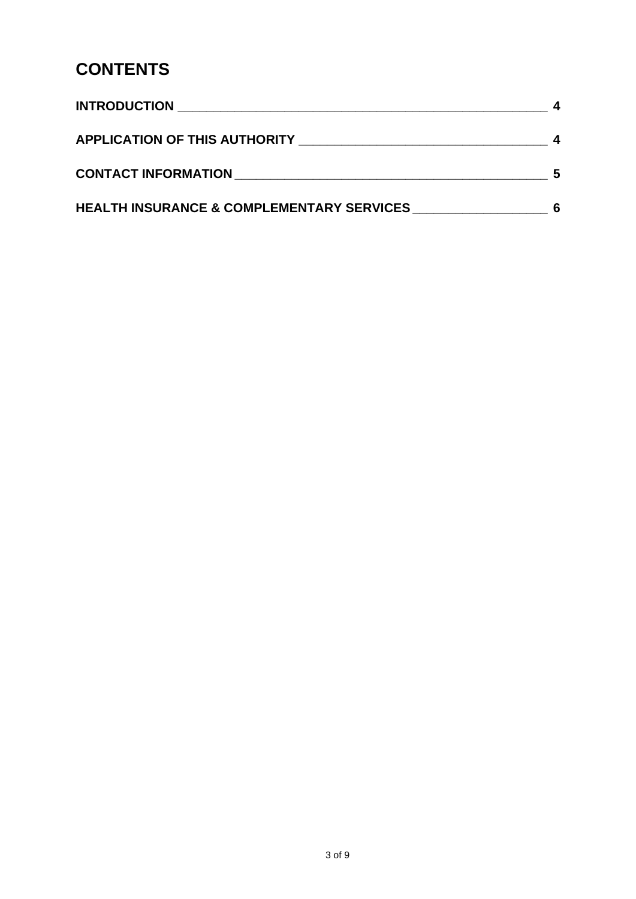# CONTENTS

| | |
|---|---|
| **INTRODUCTION** | **4** |
| **APPLICATION OF THIS AUTHORITY** | **4** |
| **CONTACT INFORMATION** | **5** |
| **HEALTH INSURANCE & COMPLEMENTARY SERVICES** | **6** |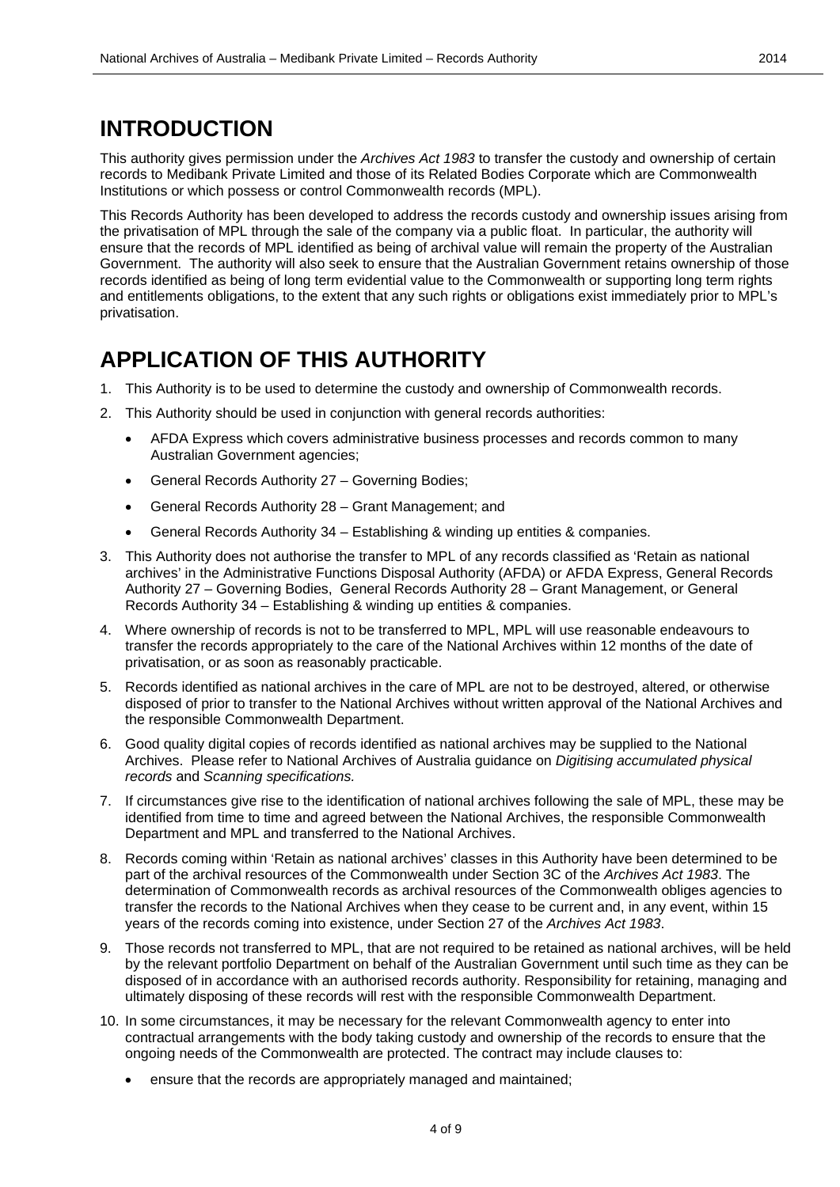# INTRODUCTION

This authority gives permission under the *Archives Act 1983* to transfer the custody and ownership of certain records to Medibank Private Limited and those of its Related Bodies Corporate which are Commonwealth Institutions or which possess or control Commonwealth records (MPL).

This Records Authority has been developed to address the records custody and ownership issues arising from the privatisation of MPL through the sale of the company via a public float. In particular, the authority will ensure that the records of MPL identified as being of archival value will remain the property of the Australian Government. The authority will also seek to ensure that the Australian Government retains ownership of those records identified as being of long term evidential value to the Commonwealth or supporting long term rights and entitlements obligations, to the extent that any such rights or obligations exist immediately prior to MPL's privatisation.

# APPLICATION OF THIS AUTHORITY

1. This Authority is to be used to determine the custody and ownership of Commonwealth records.
2. This Authority should be used in conjunction with general records authorities:
   - AFDA Express which covers administrative business processes and records common to many Australian Government agencies;
   - General Records Authority 27 – Governing Bodies;
   - General Records Authority 28 – Grant Management; and
   - General Records Authority 34 – Establishing & winding up entities & companies.
3. This Authority does not authorise the transfer to MPL of any records classified as 'Retain as national archives' in the Administrative Functions Disposal Authority (AFDA) or AFDA Express, General Records Authority 27 – Governing Bodies, General Records Authority 28 – Grant Management, or General Records Authority 34 – Establishing & winding up entities & companies.
4. Where ownership of records is not to be transferred to MPL, MPL will use reasonable endeavours to transfer the records appropriately to the care of the National Archives within 12 months of the date of privatisation, or as soon as reasonably practicable.
5. Records identified as national archives in the care of MPL are not to be destroyed, altered, or otherwise disposed of prior to transfer to the National Archives without written approval of the National Archives and the responsible Commonwealth Department.
6. Good quality digital copies of records identified as national archives may be supplied to the National Archives. Please refer to National Archives of Australia guidance on *Digitising accumulated physical records* and *Scanning specifications.*
7. If circumstances give rise to the identification of national archives following the sale of MPL, these may be identified from time to time and agreed between the National Archives, the responsible Commonwealth Department and MPL and transferred to the National Archives.
8. Records coming within 'Retain as national archives' classes in this Authority have been determined to be part of the archival resources of the Commonwealth under Section 3C of the *Archives Act 1983*. The determination of Commonwealth records as archival resources of the Commonwealth obliges agencies to transfer the records to the National Archives when they cease to be current and, in any event, within 15 years of the records coming into existence, under Section 27 of the *Archives Act 1983*.
9. Those records not transferred to MPL, that are not required to be retained as national archives, will be held by the relevant portfolio Department on behalf of the Australian Government until such time as they can be disposed of in accordance with an authorised records authority. Responsibility for retaining, managing and ultimately disposing of these records will rest with the responsible Commonwealth Department.
10. In some circumstances, it may be necessary for the relevant Commonwealth agency to enter into contractual arrangements with the body taking custody and ownership of the records to ensure that the ongoing needs of the Commonwealth are protected. The contract may include clauses to:
    - ensure that the records are appropriately managed and maintained;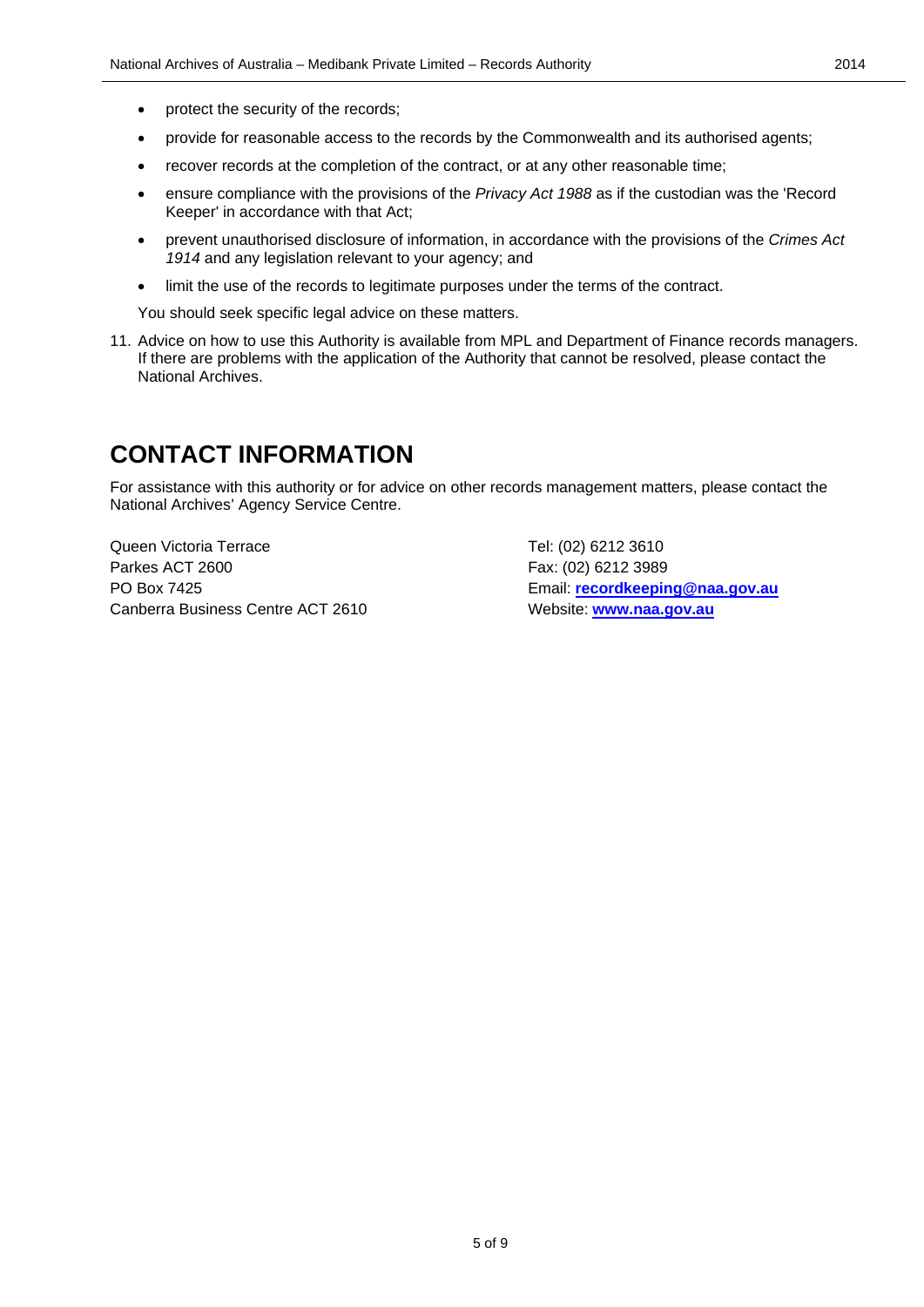- protect the security of the records;
- provide for reasonable access to the records by the Commonwealth and its authorised agents;
- recover records at the completion of the contract, or at any other reasonable time;
- ensure compliance with the provisions of the *Privacy Act 1988* as if the custodian was the 'Record Keeper' in accordance with that Act;
- prevent unauthorised disclosure of information, in accordance with the provisions of the *Crimes Act 1914* and any legislation relevant to your agency; and
- limit the use of the records to legitimate purposes under the terms of the contract.

You should seek specific legal advice on these matters.

11. Advice on how to use this Authority is available from MPL and Department of Finance records managers. If there are problems with the application of the Authority that cannot be resolved, please contact the National Archives.

# CONTACT INFORMATION

For assistance with this authority or for advice on other records management matters, please contact the National Archives' Agency Service Centre.

Queen Victoria Terrace
Parkes ACT 2600
PO Box 7425
Canberra Business Centre ACT 2610

Tel: (02) 6212 3610
Fax: (02) 6212 3989
Email: **recordkeeping@naa.gov.au**
Website: **www.naa.gov.au**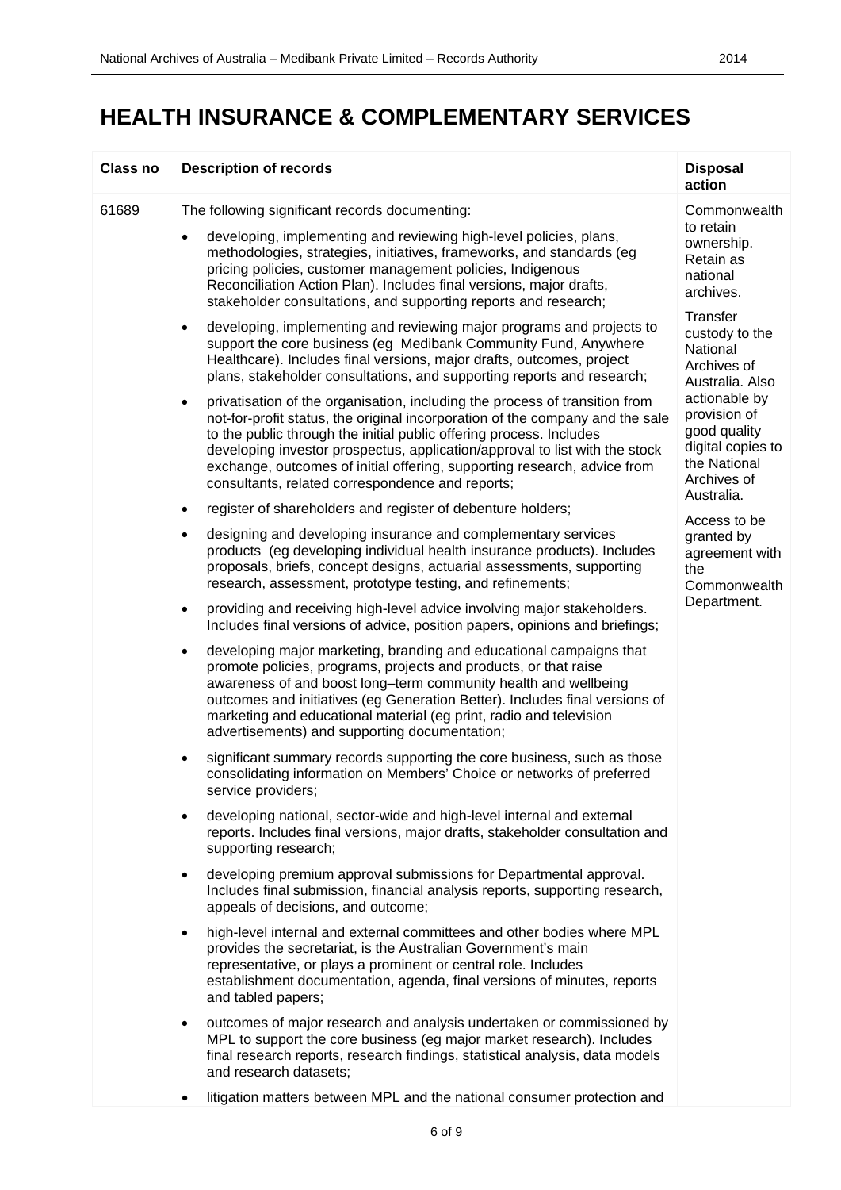# HEALTH INSURANCE & COMPLEMENTARY SERVICES

| Class no | Description of records | Disposal action |
|---|---|---|
| 61689 | The following significant records documenting:<br><br>• developing, implementing and reviewing high-level policies, plans, methodologies, strategies, initiatives, frameworks, and standards (eg pricing policies, customer management policies, Indigenous Reconciliation Action Plan). Includes final versions, major drafts, stakeholder consultations, and supporting reports and research;<br><br>• developing, implementing and reviewing major programs and projects to support the core business (eg Medibank Community Fund, Anywhere Healthcare). Includes final versions, major drafts, outcomes, project plans, stakeholder consultations, and supporting reports and research;<br><br>• privatisation of the organisation, including the process of transition from not-for-profit status, the original incorporation of the company and the sale to the public through the initial public offering process. Includes developing investor prospectus, application/approval to list with the stock exchange, outcomes of initial offering, supporting research, advice from consultants, related correspondence and reports;<br><br>• register of shareholders and register of debenture holders;<br><br>• designing and developing insurance and complementary services products (eg developing individual health insurance products). Includes proposals, briefs, concept designs, actuarial assessments, supporting research, assessment, prototype testing, and refinements;<br><br>• providing and receiving high-level advice involving major stakeholders. Includes final versions of advice, position papers, opinions and briefings;<br><br>• developing major marketing, branding and educational campaigns that promote policies, programs, projects and products, or that raise awareness of and boost long–term community health and wellbeing outcomes and initiatives (eg Generation Better). Includes final versions of marketing and educational material (eg print, radio and television advertisements) and supporting documentation;<br><br>• significant summary records supporting the core business, such as those consolidating information on Members' Choice or networks of preferred service providers;<br><br>• developing national, sector-wide and high-level internal and external reports. Includes final versions, major drafts, stakeholder consultation and supporting research;<br><br>• developing premium approval submissions for Departmental approval. Includes final submission, financial analysis reports, supporting research, appeals of decisions, and outcome;<br><br>• high-level internal and external committees and other bodies where MPL provides the secretariat, is the Australian Government's main representative, or plays a prominent or central role. Includes establishment documentation, agenda, final versions of minutes, reports and tabled papers;<br><br>• outcomes of major research and analysis undertaken or commissioned by MPL to support the core business (eg major market research). Includes final research reports, research findings, statistical analysis, data models and research datasets;<br><br>• litigation matters between MPL and the national consumer protection and | Commonwealth to retain ownership. Retain as national archives.<br><br>Transfer custody to the National Archives of Australia. Also actionable by provision of good quality digital copies to the National Archives of Australia.<br><br>Access to be granted by agreement with the Commonwealth Department. |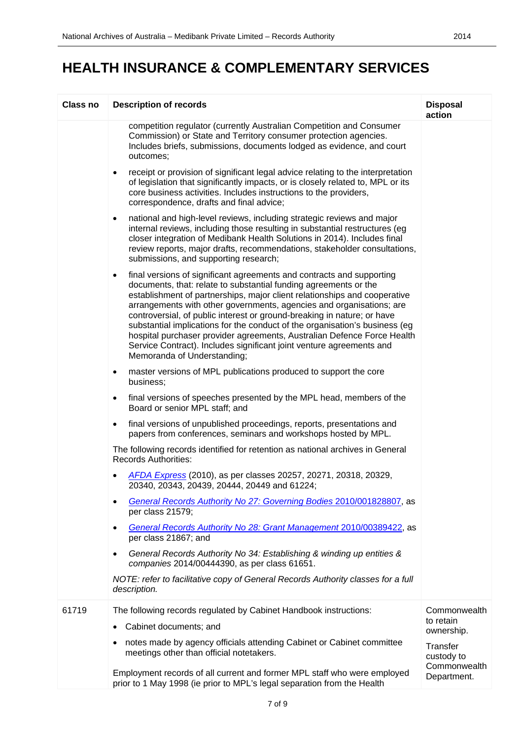# HEALTH INSURANCE & COMPLEMENTARY SERVICES

| Class no | Description of records | Disposal action |
|---|---|---|
| | competition regulator (currently Australian Competition and Consumer Commission) or State and Territory consumer protection agencies. Includes briefs, submissions, documents lodged as evidence, and court outcomes;<br><br>• receipt or provision of significant legal advice relating to the interpretation of legislation that significantly impacts, or is closely related to, MPL or its core business activities. Includes instructions to the providers, correspondence, drafts and final advice;<br><br>• national and high-level reviews, including strategic reviews and major internal reviews, including those resulting in substantial restructures (eg closer integration of Medibank Health Solutions in 2014). Includes final review reports, major drafts, recommendations, stakeholder consultations, submissions, and supporting research;<br><br>• final versions of significant agreements and contracts and supporting documents, that: relate to substantial funding agreements or the establishment of partnerships, major client relationships and cooperative arrangements with other governments, agencies and organisations; are controversial, of public interest or ground-breaking in nature; or have substantial implications for the conduct of the organisation's business (eg hospital purchaser provider agreements, Australian Defence Force Health Service Contract). Includes significant joint venture agreements and Memoranda of Understanding;<br><br>• master versions of MPL publications produced to support the core business;<br><br>• final versions of speeches presented by the MPL head, members of the Board or senior MPL staff; and<br><br>• final versions of unpublished proceedings, reports, presentations and papers from conferences, seminars and workshops hosted by MPL.<br><br>The following records identified for retention as national archives in General Records Authorities:<br><br>• *AFDA Express* (2010), as per classes 20257, 20271, 20318, 20329, 20340, 20343, 20439, 20444, 20449 and 61224;<br><br>• *General Records Authority No 27: Governing Bodies* 2010/001828807, as per class 21579;<br><br>• *General Records Authority No 28: Grant Management* 2010/00389422, as per class 21867; and<br><br>• *General Records Authority No 34: Establishing & winding up entities & companies* 2014/00444390, as per class 61651.<br><br>*NOTE: refer to facilitative copy of General Records Authority classes for a full description.* | |
| 61719 | The following records regulated by Cabinet Handbook instructions:<br><br>• Cabinet documents; and<br><br>• notes made by agency officials attending Cabinet or Cabinet committee meetings other than official notetakers.<br><br>Employment records of all current and former MPL staff who were employed prior to 1 May 1998 (ie prior to MPL's legal separation from the Health | Commonwealth to retain ownership.<br><br>Transfer custody to Commonwealth Department. |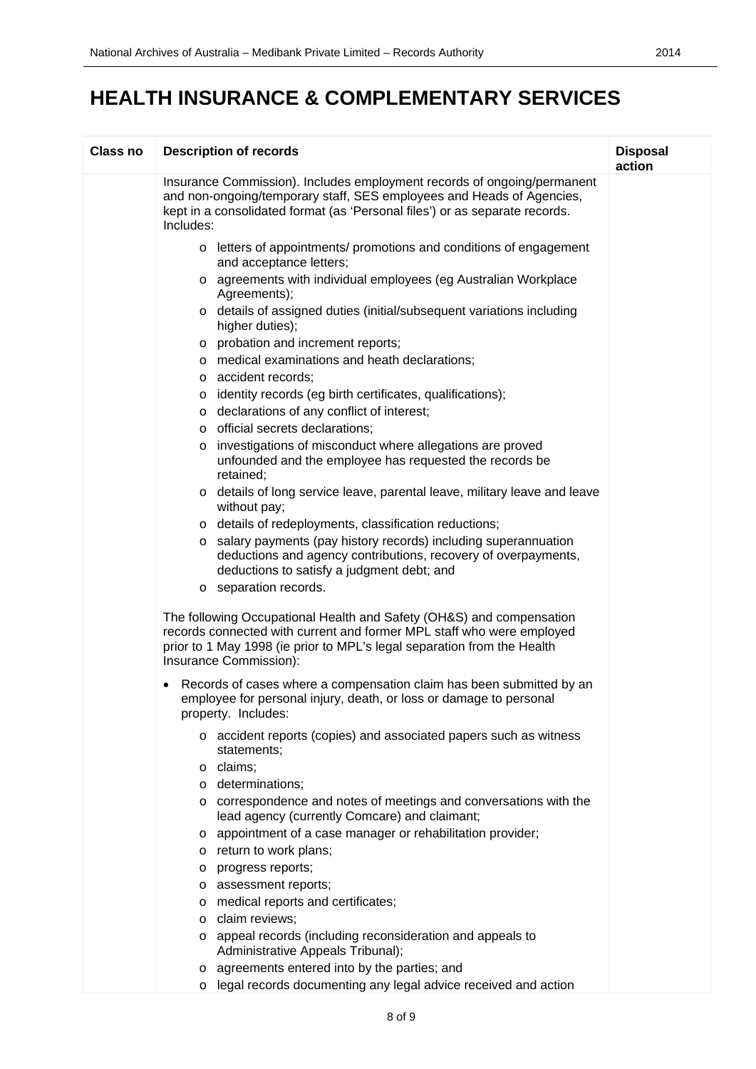# HEALTH INSURANCE & COMPLEMENTARY SERVICES

| Class no | Description of records | Disposal action |
|---|---|---|
| | Insurance Commission). Includes employment records of ongoing/permanent and non-ongoing/temporary staff, SES employees and Heads of Agencies, kept in a consolidated format (as 'Personal files') or as separate records. Includes:<br><br>o letters of appointments/ promotions and conditions of engagement and acceptance letters;<br>o agreements with individual employees (eg Australian Workplace Agreements);<br>o details of assigned duties (initial/subsequent variations including higher duties);<br>o probation and increment reports;<br>o medical examinations and heath declarations;<br>o accident records;<br>o identity records (eg birth certificates, qualifications);<br>o declarations of any conflict of interest;<br>o official secrets declarations;<br>o investigations of misconduct where allegations are proved unfounded and the employee has requested the records be retained;<br>o details of long service leave, parental leave, military leave and leave without pay;<br>o details of redeployments, classification reductions;<br>o salary payments (pay history records) including superannuation deductions and agency contributions, recovery of overpayments, deductions to satisfy a judgment debt; and<br>o separation records.<br><br>The following Occupational Health and Safety (OH&S) and compensation records connected with current and former MPL staff who were employed prior to 1 May 1998 (ie prior to MPL's legal separation from the Health Insurance Commission):<br><br>• Records of cases where a compensation claim has been submitted by an employee for personal injury, death, or loss or damage to personal property. Includes:<br><br>o accident reports (copies) and associated papers such as witness statements;<br>o claims;<br>o determinations;<br>o correspondence and notes of meetings and conversations with the lead agency (currently Comcare) and claimant;<br>o appointment of a case manager or rehabilitation provider;<br>o return to work plans;<br>o progress reports;<br>o assessment reports;<br>o medical reports and certificates;<br>o claim reviews;<br>o appeal records (including reconsideration and appeals to Administrative Appeals Tribunal);<br>o agreements entered into by the parties; and<br>o legal records documenting any legal advice received and action | |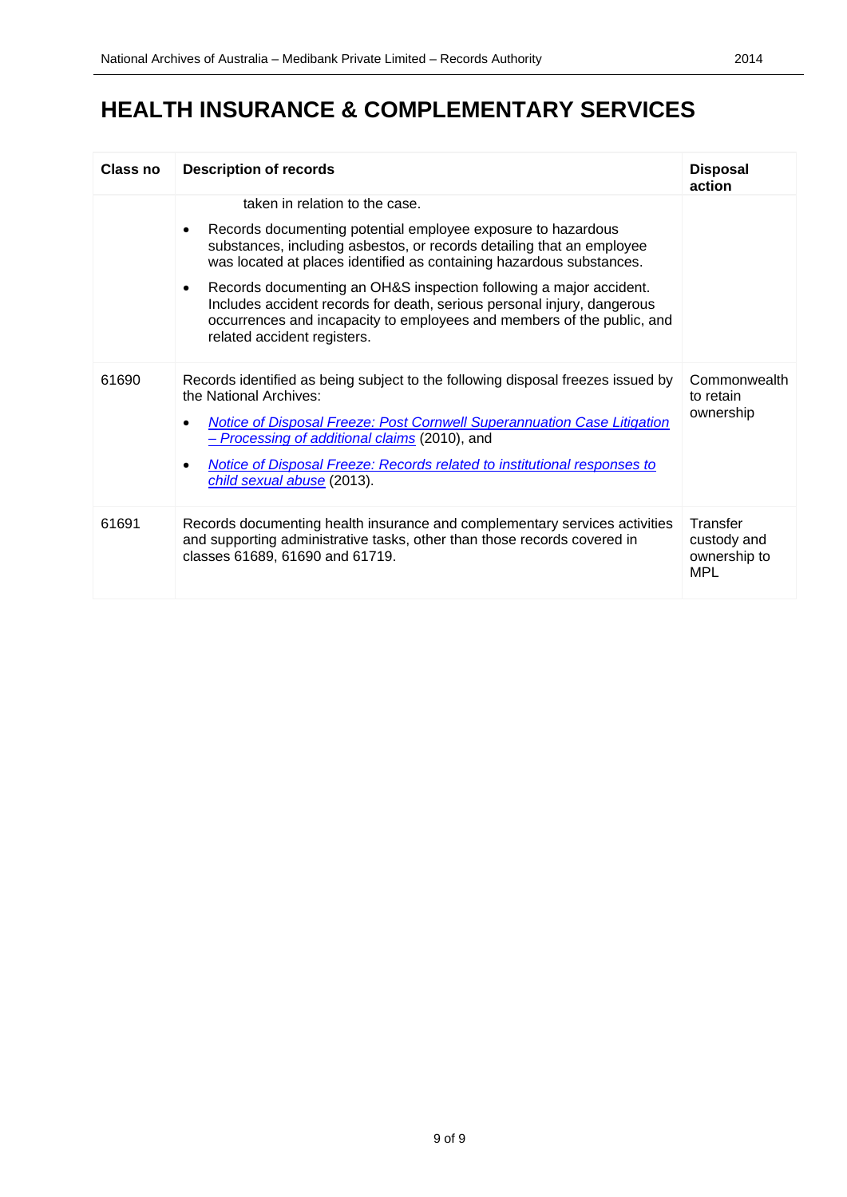# HEALTH INSURANCE & COMPLEMENTARY SERVICES

| Class no | Description of records | Disposal action |
|---|---|---|
| | taken in relation to the case.<br>• Records documenting potential employee exposure to hazardous substances, including asbestos, or records detailing that an employee was located at places identified as containing hazardous substances.<br>• Records documenting an OH&S inspection following a major accident. Includes accident records for death, serious personal injury, dangerous occurrences and incapacity to employees and members of the public, and related accident registers. | |
| 61690 | Records identified as being subject to the following disposal freezes issued by the National Archives:<br>• *Notice of Disposal Freeze: Post Cornwell Superannuation Case Litigation – Processing of additional claims* (2010), and<br>• *Notice of Disposal Freeze: Records related to institutional responses to child sexual abuse* (2013). | Commonwealth to retain ownership |
| 61691 | Records documenting health insurance and complementary services activities and supporting administrative tasks, other than those records covered in classes 61689, 61690 and 61719. | Transfer custody and ownership to MPL |